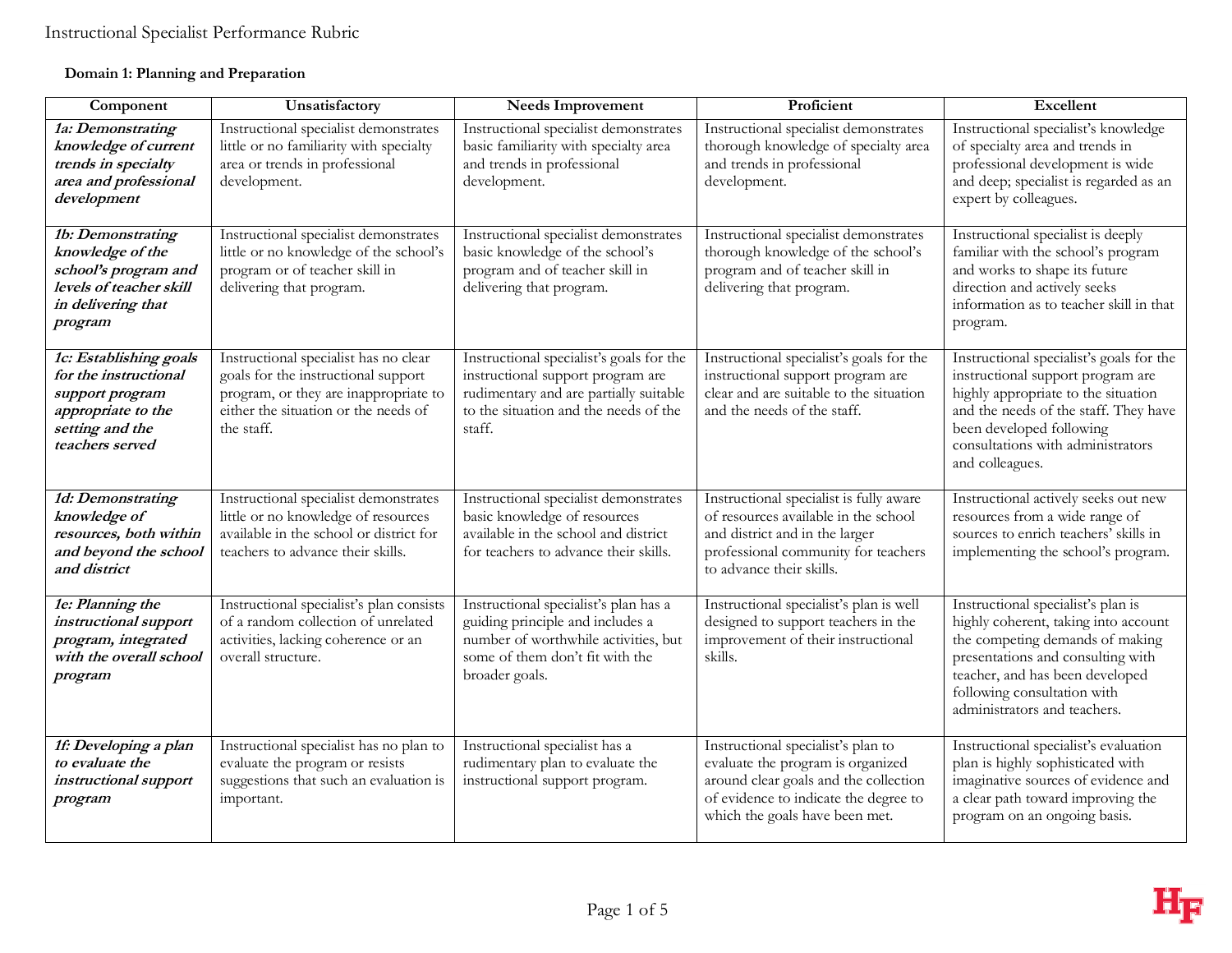# Instructional Specialist Performance Rubric

**Domain 1: Planning and Preparation**

| Component | Unsatisfactory | Needs Improvement | Proficient | Excellent |
|---|---|---|---|---|
| ***1a: Demonstrating knowledge of current trends in specialty area and professional development*** | Instructional specialist demonstrates little or no familiarity with specialty area or trends in professional development. | Instructional specialist demonstrates basic familiarity with specialty area and trends in professional development. | Instructional specialist demonstrates thorough knowledge of specialty area and trends in professional development. | Instructional specialist's knowledge of specialty area and trends in professional development is wide and deep; specialist is regarded as an expert by colleagues. |
| ***1b: Demonstrating knowledge of the school's program and levels of teacher skill in delivering that program*** | Instructional specialist demonstrates little or no knowledge of the school's program or of teacher skill in delivering that program. | Instructional specialist demonstrates basic knowledge of the school's program and of teacher skill in delivering that program. | Instructional specialist demonstrates thorough knowledge of the school's program and of teacher skill in delivering that program. | Instructional specialist is deeply familiar with the school's program and works to shape its future direction and actively seeks information as to teacher skill in that program. |
| ***1c: Establishing goals for the instructional support program appropriate to the setting and the teachers served*** | Instructional specialist has no clear goals for the instructional support program, or they are inappropriate to either the situation or the needs of the staff. | Instructional specialist's goals for the instructional support program are rudimentary and are partially suitable to the situation and the needs of the staff. | Instructional specialist's goals for the instructional support program are clear and are suitable to the situation and the needs of the staff. | Instructional specialist's goals for the instructional support program are highly appropriate to the situation and the needs of the staff. They have been developed following consultations with administrators and colleagues. |
| ***1d: Demonstrating knowledge of resources, both within and beyond the school and district*** | Instructional specialist demonstrates little or no knowledge of resources available in the school or district for teachers to advance their skills. | Instructional specialist demonstrates basic knowledge of resources available in the school and district for teachers to advance their skills. | Instructional specialist is fully aware of resources available in the school and district and in the larger professional community for teachers to advance their skills. | Instructional actively seeks out new resources from a wide range of sources to enrich teachers' skills in implementing the school's program. |
| ***1e: Planning the instructional support program, integrated with the overall school program*** | Instructional specialist's plan consists of a random collection of unrelated activities, lacking coherence or an overall structure. | Instructional specialist's plan has a guiding principle and includes a number of worthwhile activities, but some of them don't fit with the broader goals. | Instructional specialist's plan is well designed to support teachers in the improvement of their instructional skills. | Instructional specialist's plan is highly coherent, taking into account the competing demands of making presentations and consulting with teacher, and has been developed following consultation with administrators and teachers. |
| ***1f: Developing a plan to evaluate the instructional support program*** | Instructional specialist has no plan to evaluate the program or resists suggestions that such an evaluation is important. | Instructional specialist has a rudimentary plan to evaluate the instructional support program. | Instructional specialist's plan to evaluate the program is organized around clear goals and the collection of evidence to indicate the degree to which the goals have been met. | Instructional specialist's evaluation plan is highly sophisticated with imaginative sources of evidence and a clear path toward improving the program on an ongoing basis. |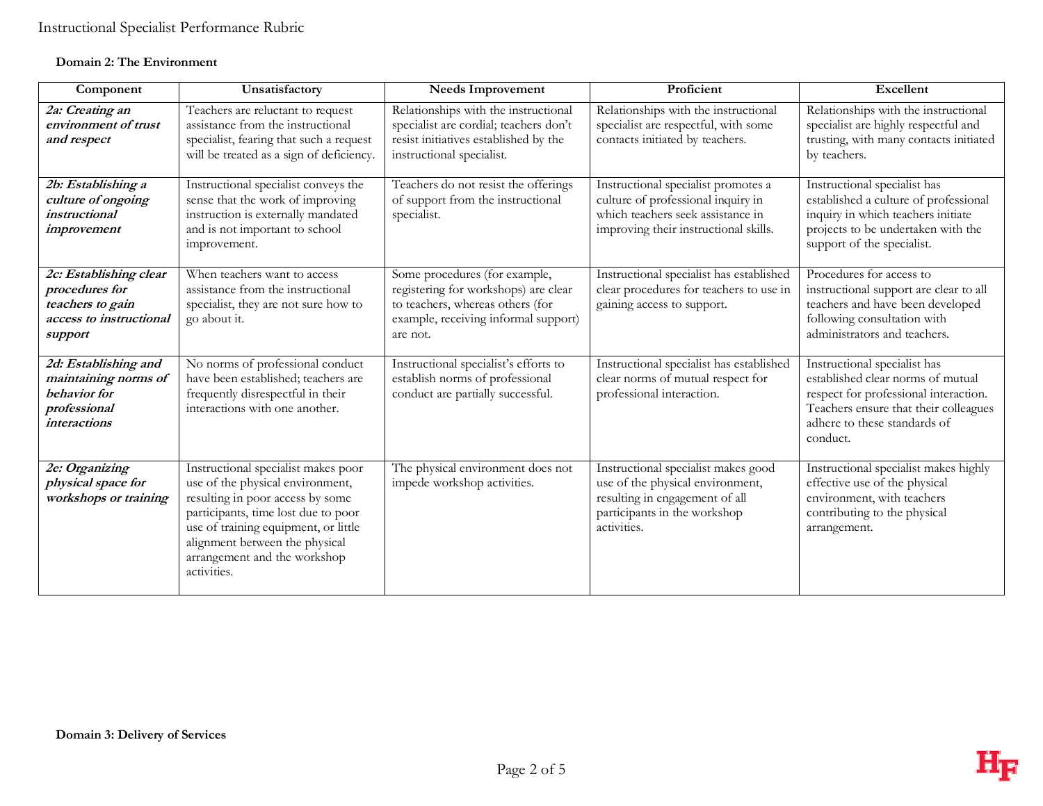**Domain 2: The Environment**

| Component | Unsatisfactory | Needs Improvement | Proficient | Excellent |
|---|---|---|---|---|
| ***2a: Creating an environment of trust and respect*** | Teachers are reluctant to request assistance from the instructional specialist, fearing that such a request will be treated as a sign of deficiency. | Relationships with the instructional specialist are cordial; teachers don't resist initiatives established by the instructional specialist. | Relationships with the instructional specialist are respectful, with some contacts initiated by teachers. | Relationships with the instructional specialist are highly respectful and trusting, with many contacts initiated by teachers. |
| ***2b: Establishing a culture of ongoing instructional improvement*** | Instructional specialist conveys the sense that the work of improving instruction is externally mandated and is not important to school improvement. | Teachers do not resist the offerings of support from the instructional specialist. | Instructional specialist promotes a culture of professional inquiry in which teachers seek assistance in improving their instructional skills. | Instructional specialist has established a culture of professional inquiry in which teachers initiate projects to be undertaken with the support of the specialist. |
| ***2c: Establishing clear procedures for teachers to gain access to instructional support*** | When teachers want to access assistance from the instructional specialist, they are not sure how to go about it. | Some procedures (for example, registering for workshops) are clear to teachers, whereas others (for example, receiving informal support) are not. | Instructional specialist has established clear procedures for teachers to use in gaining access to support. | Procedures for access to instructional support are clear to all teachers and have been developed following consultation with administrators and teachers. |
| ***2d: Establishing and maintaining norms of behavior for professional interactions*** | No norms of professional conduct have been established; teachers are frequently disrespectful in their interactions with one another. | Instructional specialist's efforts to establish norms of professional conduct are partially successful. | Instructional specialist has established clear norms of mutual respect for professional interaction. | Instructional specialist has established clear norms of mutual respect for professional interaction. Teachers ensure that their colleagues adhere to these standards of conduct. |
| ***2e: Organizing physical space for workshops or training*** | Instructional specialist makes poor use of the physical environment, resulting in poor access by some participants, time lost due to poor use of training equipment, or little alignment between the physical arrangement and the workshop activities. | The physical environment does not impede workshop activities. | Instructional specialist makes good use of the physical environment, resulting in engagement of all participants in the workshop activities. | Instructional specialist makes highly effective use of the physical environment, with teachers contributing to the physical arrangement. |

**Domain 3: Delivery of Services**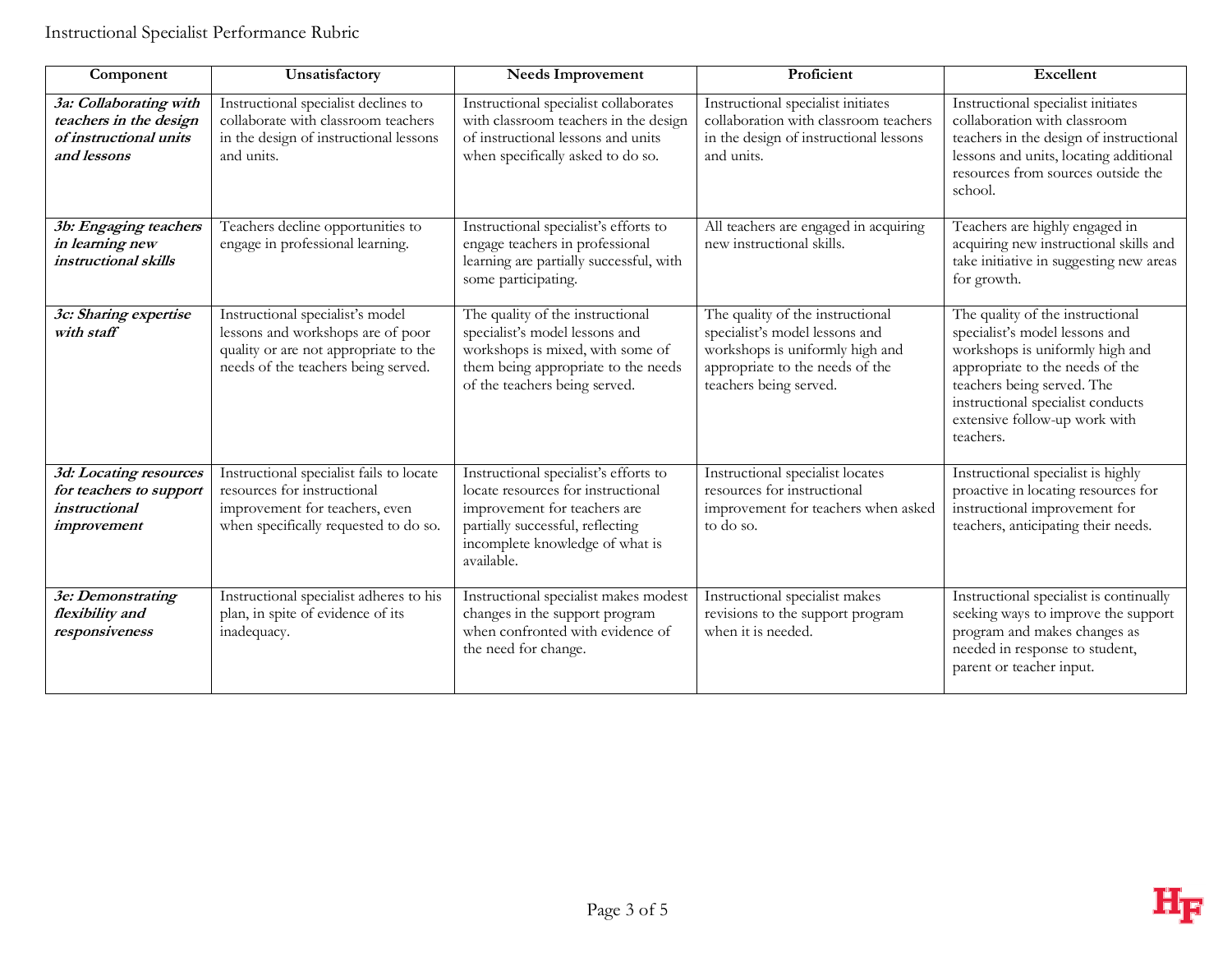| Component | Unsatisfactory | Needs Improvement | Proficient | Excellent |
|---|---|---|---|---|
| ***3a: Collaborating with teachers in the design of instructional units and lessons*** | Instructional specialist declines to collaborate with classroom teachers in the design of instructional lessons and units. | Instructional specialist collaborates with classroom teachers in the design of instructional lessons and units when specifically asked to do so. | Instructional specialist initiates collaboration with classroom teachers in the design of instructional lessons and units. | Instructional specialist initiates collaboration with classroom teachers in the design of instructional lessons and units, locating additional resources from sources outside the school. |
| ***3b: Engaging teachers in learning new instructional skills*** | Teachers decline opportunities to engage in professional learning. | Instructional specialist's efforts to engage teachers in professional learning are partially successful, with some participating. | All teachers are engaged in acquiring new instructional skills. | Teachers are highly engaged in acquiring new instructional skills and take initiative in suggesting new areas for growth. |
| ***3c: Sharing expertise with staff*** | Instructional specialist's model lessons and workshops are of poor quality or are not appropriate to the needs of the teachers being served. | The quality of the instructional specialist's model lessons and workshops is mixed, with some of them being appropriate to the needs of the teachers being served. | The quality of the instructional specialist's model lessons and workshops is uniformly high and appropriate to the needs of the teachers being served. | The quality of the instructional specialist's model lessons and workshops is uniformly high and appropriate to the needs of the teachers being served. The instructional specialist conducts extensive follow-up work with teachers. |
| ***3d: Locating resources for teachers to support instructional improvement*** | Instructional specialist fails to locate resources for instructional improvement for teachers, even when specifically requested to do so. | Instructional specialist's efforts to locate resources for instructional improvement for teachers are partially successful, reflecting incomplete knowledge of what is available. | Instructional specialist locates resources for instructional improvement for teachers when asked to do so. | Instructional specialist is highly proactive in locating resources for instructional improvement for teachers, anticipating their needs. |
| ***3e: Demonstrating flexibility and responsiveness*** | Instructional specialist adheres to his plan, in spite of evidence of its inadequacy. | Instructional specialist makes modest changes in the support program when confronted with evidence of the need for change. | Instructional specialist makes revisions to the support program when it is needed. | Instructional specialist is continually seeking ways to improve the support program and makes changes as needed in response to student, parent or teacher input. |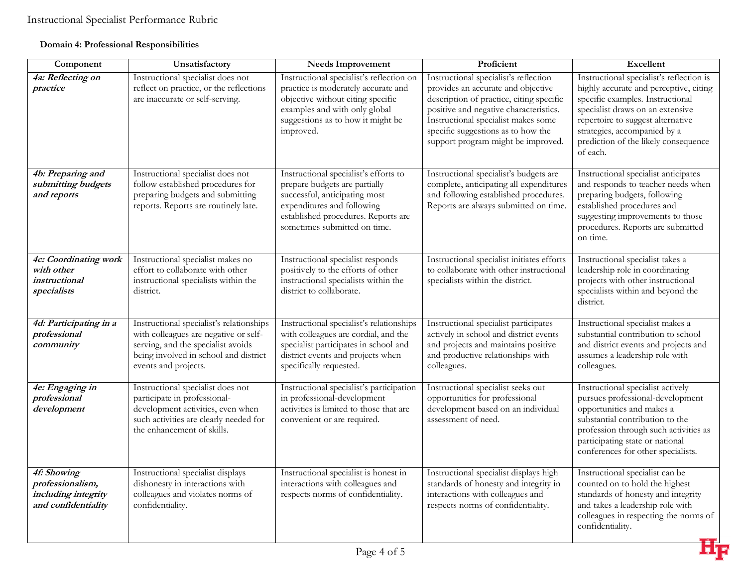## Domain 4: Professional Responsibilities

| Component | Unsatisfactory | Needs Improvement | Proficient | Excellent |
|---|---|---|---|---|
| ***4a: Reflecting on practice*** | Instructional specialist does not reflect on practice, or the reflections are inaccurate or self-serving. | Instructional specialist's reflection on practice is moderately accurate and objective without citing specific examples and with only global suggestions as to how it might be improved. | Instructional specialist's reflection provides an accurate and objective description of practice, citing specific positive and negative characteristics. Instructional specialist makes some specific suggestions as to how the support program might be improved. | Instructional specialist's reflection is highly accurate and perceptive, citing specific examples. Instructional specialist draws on an extensive repertoire to suggest alternative strategies, accompanied by a prediction of the likely consequence of each. |
| ***4b: Preparing and submitting budgets and reports*** | Instructional specialist does not follow established procedures for preparing budgets and submitting reports. Reports are routinely late. | Instructional specialist's efforts to prepare budgets are partially successful, anticipating most expenditures and following established procedures. Reports are sometimes submitted on time. | Instructional specialist's budgets are complete, anticipating all expenditures and following established procedures. Reports are always submitted on time. | Instructional specialist anticipates and responds to teacher needs when preparing budgets, following established procedures and suggesting improvements to those procedures. Reports are submitted on time. |
| ***4c: Coordinating work with other instructional specialists*** | Instructional specialist makes no effort to collaborate with other instructional specialists within the district. | Instructional specialist responds positively to the efforts of other instructional specialists within the district to collaborate. | Instructional specialist initiates efforts to collaborate with other instructional specialists within the district. | Instructional specialist takes a leadership role in coordinating projects with other instructional specialists within and beyond the district. |
| ***4d: Participating in a professional community*** | Instructional specialist's relationships with colleagues are negative or self-serving, and the specialist avoids being involved in school and district events and projects. | Instructional specialist's relationships with colleagues are cordial, and the specialist participates in school and district events and projects when specifically requested. | Instructional specialist participates actively in school and district events and projects and maintains positive and productive relationships with colleagues. | Instructional specialist makes a substantial contribution to school and district events and projects and assumes a leadership role with colleagues. |
| ***4e: Engaging in professional development*** | Instructional specialist does not participate in professional-development activities, even when such activities are clearly needed for the enhancement of skills. | Instructional specialist's participation in professional-development activities is limited to those that are convenient or are required. | Instructional specialist seeks out opportunities for professional development based on an individual assessment of need. | Instructional specialist actively pursues professional-development opportunities and makes a substantial contribution to the profession through such activities as participating state or national conferences for other specialists. |
| ***4f: Showing professionalism, including integrity and confidentiality*** | Instructional specialist displays dishonesty in interactions with colleagues and violates norms of confidentiality. | Instructional specialist is honest in interactions with colleagues and respects norms of confidentiality. | Instructional specialist displays high standards of honesty and integrity in interactions with colleagues and respects norms of confidentiality. | Instructional specialist can be counted on to hold the highest standards of honesty and integrity and takes a leadership role with colleagues in respecting the norms of confidentiality. |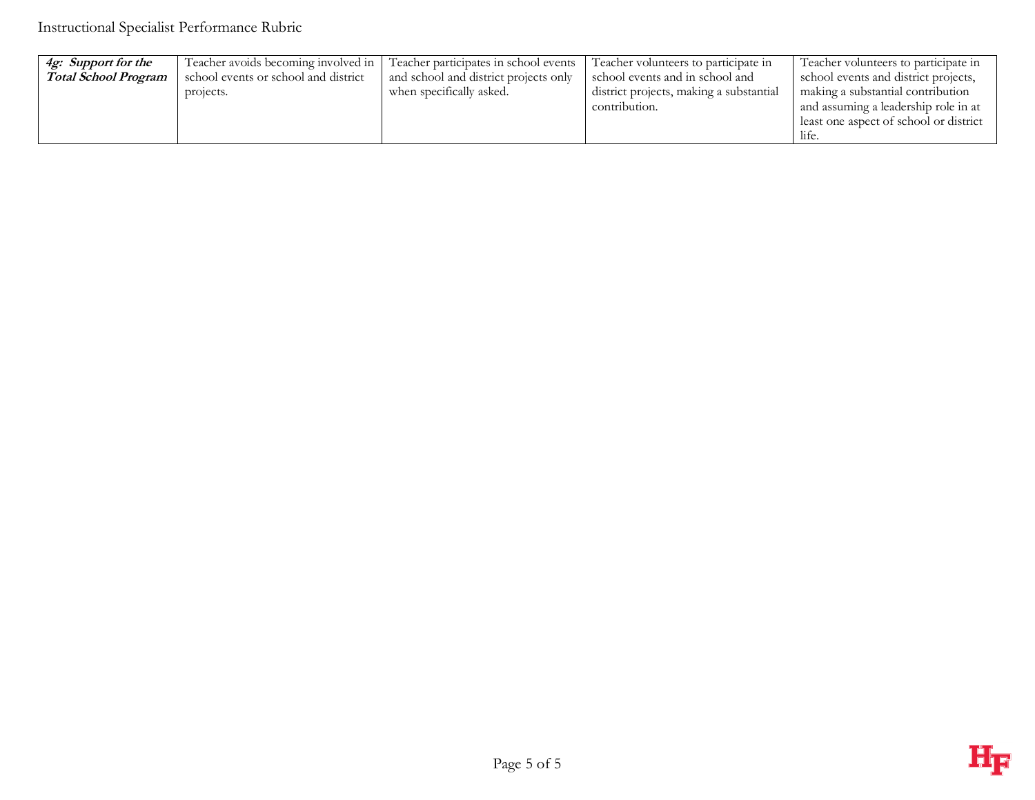| | | | | |
|---|---|---|---|---|
| ***4g: Support for the Total School Program*** | Teacher avoids becoming involved in school events or school and district projects. | Teacher participates in school events and school and district projects only when specifically asked. | Teacher volunteers to participate in school events and in school and district projects, making a substantial contribution. | Teacher volunteers to participate in school events and district projects, making a substantial contribution and assuming a leadership role in at least one aspect of school or district life. |